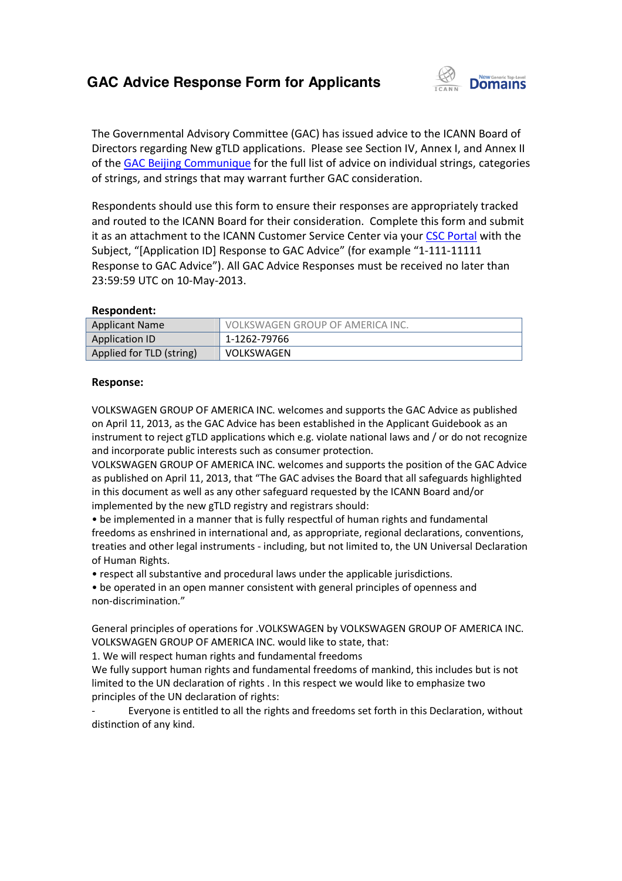# GAC Advice Response Form for Applicants

The Governmental Advisory Committee (GAC) has issued advice to the ICANN Board of Directors regarding New gTLD applications. Please see Section IV, Annex I, and Annex II of the GAC Beijing Communique for the full list of advice on individual strings, categories of strings, and strings that may warrant further GAC consideration.

Respondents should use this form to ensure their responses are appropriately tracked and routed to the ICANN Board for their consideration. Complete this form and submit it as an attachment to the ICANN Customer Service Center via your CSC Portal with the Subject, "[Application ID] Response to GAC Advice" (for example "1-111-11111 Response to GAC Advice"). All GAC Advice Responses must be received no later than 23:59:59 UTC on 10-May-2013.

**Respondent:**

| | |
|---|---|
| Applicant Name | VOLKSWAGEN GROUP OF AMERICA INC. |
| Application ID | 1-1262-79766 |
| Applied for TLD (string) | VOLKSWAGEN |

**Response:**

VOLKSWAGEN GROUP OF AMERICA INC. welcomes and supports the GAC Advice as published on April 11, 2013, as the GAC Advice has been established in the Applicant Guidebook as an instrument to reject gTLD applications which e.g. violate national laws and / or do not recognize and incorporate public interests such as consumer protection.
VOLKSWAGEN GROUP OF AMERICA INC. welcomes and supports the position of the GAC Advice as published on April 11, 2013, that "The GAC advises the Board that all safeguards highlighted in this document as well as any other safeguard requested by the ICANN Board and/or implemented by the new gTLD registry and registrars should:
• be implemented in a manner that is fully respectful of human rights and fundamental freedoms as enshrined in international and, as appropriate, regional declarations, conventions, treaties and other legal instruments - including, but not limited to, the UN Universal Declaration of Human Rights.
• respect all substantive and procedural laws under the applicable jurisdictions.
• be operated in an open manner consistent with general principles of openness and non-discrimination."

General principles of operations for .VOLKSWAGEN by VOLKSWAGEN GROUP OF AMERICA INC.
VOLKSWAGEN GROUP OF AMERICA INC. would like to state, that:
1. We will respect human rights and fundamental freedoms
We fully support human rights and fundamental freedoms of mankind, this includes but is not limited to the UN declaration of rights . In this respect we would like to emphasize two principles of the UN declaration of rights:
- Everyone is entitled to all the rights and freedoms set forth in this Declaration, without distinction of any kind.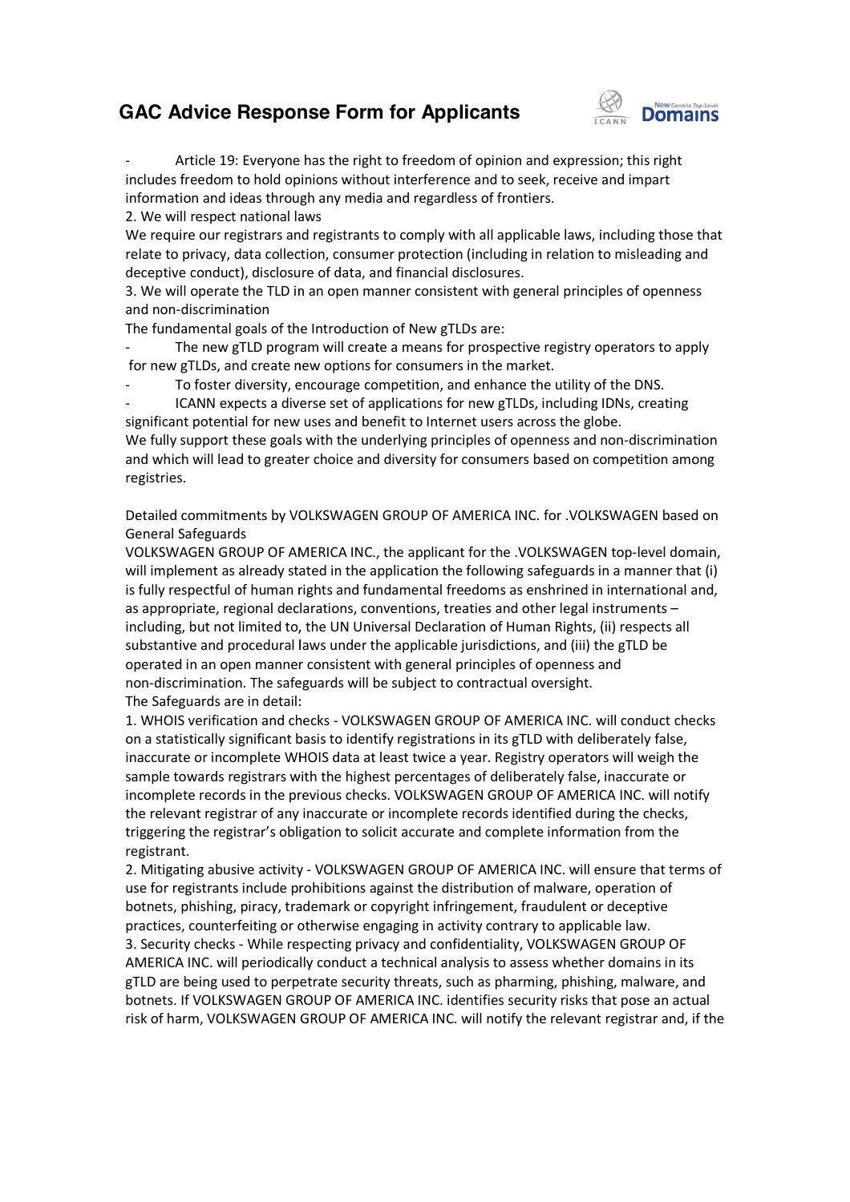- Article 19: Everyone has the right to freedom of opinion and expression; this right includes freedom to hold opinions without interference and to seek, receive and impart information and ideas through any media and regardless of frontiers.

2. We will respect national laws

We require our registrars and registrants to comply with all applicable laws, including those that relate to privacy, data collection, consumer protection (including in relation to misleading and deceptive conduct), disclosure of data, and financial disclosures.

3. We will operate the TLD in an open manner consistent with general principles of openness and non-discrimination

The fundamental goals of the Introduction of New gTLDs are:

- The new gTLD program will create a means for prospective registry operators to apply for new gTLDs, and create new options for consumers in the market.
- To foster diversity, encourage competition, and enhance the utility of the DNS.
- ICANN expects a diverse set of applications for new gTLDs, including IDNs, creating significant potential for new uses and benefit to Internet users across the globe.

We fully support these goals with the underlying principles of openness and non-discrimination and which will lead to greater choice and diversity for consumers based on competition among registries.

Detailed commitments by VOLKSWAGEN GROUP OF AMERICA INC. for .VOLKSWAGEN based on General Safeguards

VOLKSWAGEN GROUP OF AMERICA INC., the applicant for the .VOLKSWAGEN top-level domain, will implement as already stated in the application the following safeguards in a manner that (i) is fully respectful of human rights and fundamental freedoms as enshrined in international and, as appropriate, regional declarations, conventions, treaties and other legal instruments – including, but not limited to, the UN Universal Declaration of Human Rights, (ii) respects all substantive and procedural laws under the applicable jurisdictions, and (iii) the gTLD be operated in an open manner consistent with general principles of openness and non-discrimination. The safeguards will be subject to contractual oversight.

The Safeguards are in detail:

1. WHOIS verification and checks - VOLKSWAGEN GROUP OF AMERICA INC. will conduct checks on a statistically significant basis to identify registrations in its gTLD with deliberately false, inaccurate or incomplete WHOIS data at least twice a year. Registry operators will weigh the sample towards registrars with the highest percentages of deliberately false, inaccurate or incomplete records in the previous checks. VOLKSWAGEN GROUP OF AMERICA INC. will notify the relevant registrar of any inaccurate or incomplete records identified during the checks, triggering the registrar's obligation to solicit accurate and complete information from the registrant.

2. Mitigating abusive activity - VOLKSWAGEN GROUP OF AMERICA INC. will ensure that terms of use for registrants include prohibitions against the distribution of malware, operation of botnets, phishing, piracy, trademark or copyright infringement, fraudulent or deceptive practices, counterfeiting or otherwise engaging in activity contrary to applicable law.

3. Security checks - While respecting privacy and confidentiality, VOLKSWAGEN GROUP OF AMERICA INC. will periodically conduct a technical analysis to assess whether domains in its gTLD are being used to perpetrate security threats, such as pharming, phishing, malware, and botnets. If VOLKSWAGEN GROUP OF AMERICA INC. identifies security risks that pose an actual risk of harm, VOLKSWAGEN GROUP OF AMERICA INC. will notify the relevant registrar and, if the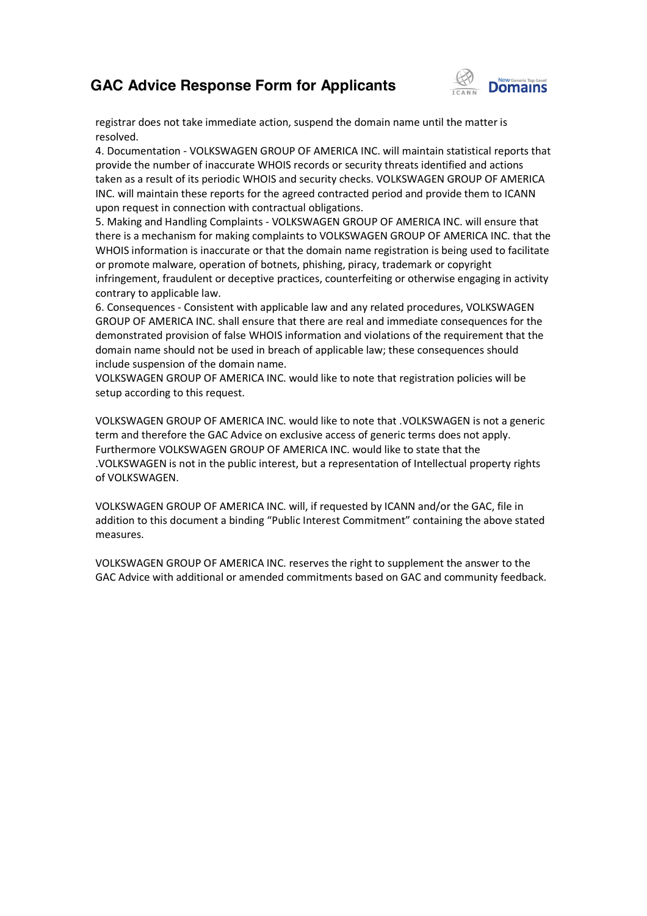registrar does not take immediate action, suspend the domain name until the matter is resolved.

4. Documentation - VOLKSWAGEN GROUP OF AMERICA INC. will maintain statistical reports that provide the number of inaccurate WHOIS records or security threats identified and actions taken as a result of its periodic WHOIS and security checks. VOLKSWAGEN GROUP OF AMERICA INC. will maintain these reports for the agreed contracted period and provide them to ICANN upon request in connection with contractual obligations.

5. Making and Handling Complaints - VOLKSWAGEN GROUP OF AMERICA INC. will ensure that there is a mechanism for making complaints to VOLKSWAGEN GROUP OF AMERICA INC. that the WHOIS information is inaccurate or that the domain name registration is being used to facilitate or promote malware, operation of botnets, phishing, piracy, trademark or copyright infringement, fraudulent or deceptive practices, counterfeiting or otherwise engaging in activity contrary to applicable law.

6. Consequences - Consistent with applicable law and any related procedures, VOLKSWAGEN GROUP OF AMERICA INC. shall ensure that there are real and immediate consequences for the demonstrated provision of false WHOIS information and violations of the requirement that the domain name should not be used in breach of applicable law; these consequences should include suspension of the domain name.

VOLKSWAGEN GROUP OF AMERICA INC. would like to note that registration policies will be setup according to this request.

VOLKSWAGEN GROUP OF AMERICA INC. would like to note that .VOLKSWAGEN is not a generic term and therefore the GAC Advice on exclusive access of generic terms does not apply. Furthermore VOLKSWAGEN GROUP OF AMERICA INC. would like to state that the .VOLKSWAGEN is not in the public interest, but a representation of Intellectual property rights of VOLKSWAGEN.

VOLKSWAGEN GROUP OF AMERICA INC. will, if requested by ICANN and/or the GAC, file in addition to this document a binding "Public Interest Commitment" containing the above stated measures.

VOLKSWAGEN GROUP OF AMERICA INC. reserves the right to supplement the answer to the GAC Advice with additional or amended commitments based on GAC and community feedback.